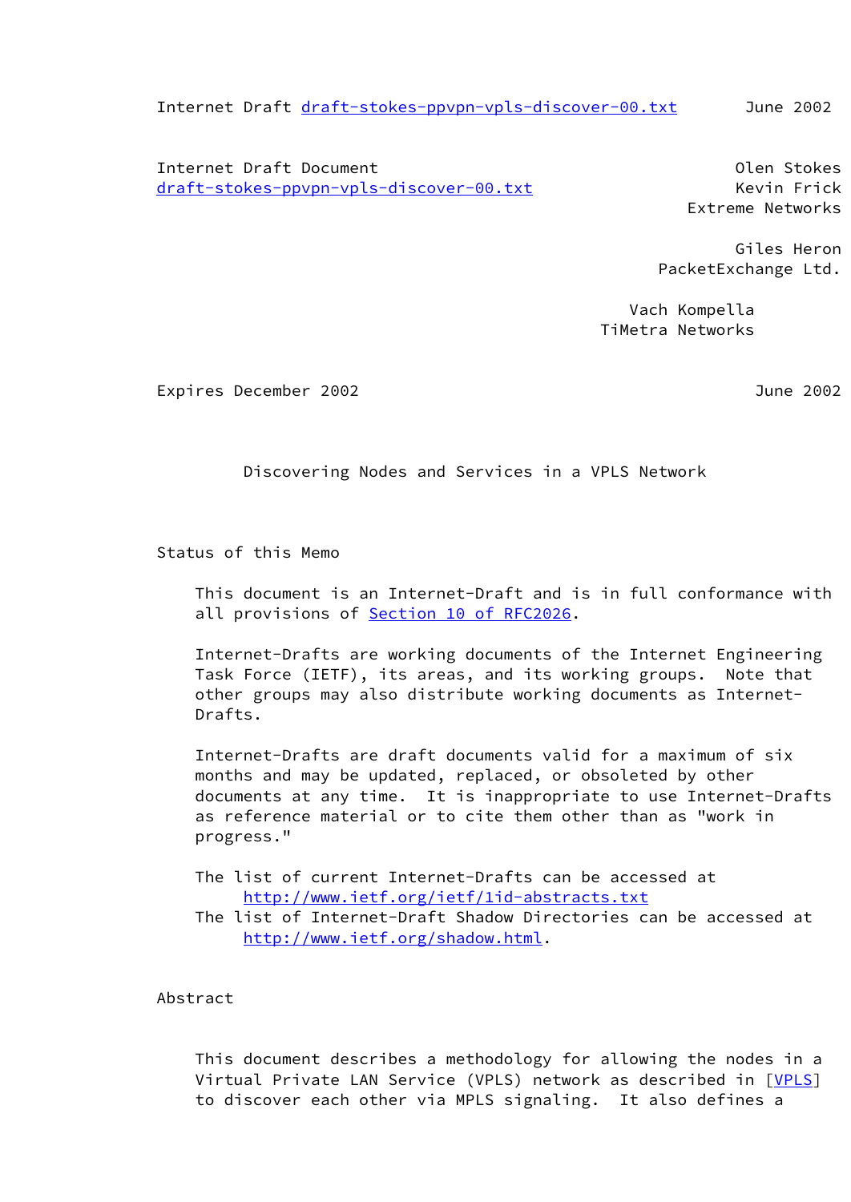Internet Draft Document                                          Olen Stokes
draft-stokes-ppvpn-vpls-discover-00.txt                          Kevin Frick
                                                           Extreme Networks

Giles Heron
PacketExchange Ltd.

Vach Kompella
TiMetra Networks

Expires December 2002                                              June 2002

# Discovering Nodes and Services in a VPLS Network

## Status of this Memo

This document is an Internet-Draft and is in full conformance with all provisions of Section 10 of RFC2026.

Internet-Drafts are working documents of the Internet Engineering Task Force (IETF), its areas, and its working groups. Note that other groups may also distribute working documents as Internet-Drafts.

Internet-Drafts are draft documents valid for a maximum of six months and may be updated, replaced, or obsoleted by other documents at any time. It is inappropriate to use Internet-Drafts as reference material or to cite them other than as "work in progress."

The list of current Internet-Drafts can be accessed at http://www.ietf.org/ietf/1id-abstracts.txt
The list of Internet-Draft Shadow Directories can be accessed at http://www.ietf.org/shadow.html.

## Abstract

This document describes a methodology for allowing the nodes in a Virtual Private LAN Service (VPLS) network as described in [VPLS] to discover each other via MPLS signaling. It also defines a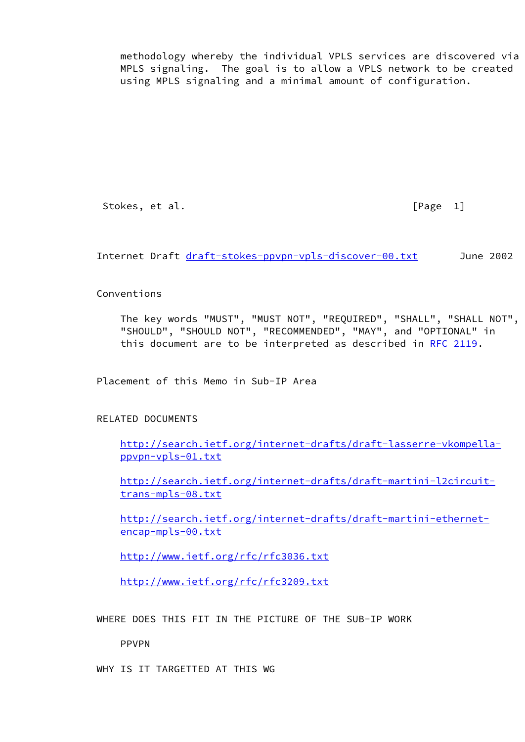methodology whereby the individual VPLS services are discovered via MPLS signaling. The goal is to allow a VPLS network to be created using MPLS signaling and a minimal amount of configuration.

## Conventions

The key words "MUST", "MUST NOT", "REQUIRED", "SHALL", "SHALL NOT", "SHOULD", "SHOULD NOT", "RECOMMENDED", "MAY", and "OPTIONAL" in this document are to be interpreted as described in RFC 2119.

## Placement of this Memo in Sub-IP Area

## RELATED DOCUMENTS

http://search.ietf.org/internet-drafts/draft-lasserre-vkompella-ppvpn-vpls-01.txt

http://search.ietf.org/internet-drafts/draft-martini-l2circuit-trans-mpls-08.txt

http://search.ietf.org/internet-drafts/draft-martini-ethernet-encap-mpls-00.txt

http://www.ietf.org/rfc/rfc3036.txt

http://www.ietf.org/rfc/rfc3209.txt

## WHERE DOES THIS FIT IN THE PICTURE OF THE SUB-IP WORK

PPVPN

## WHY IS IT TARGETTED AT THIS WG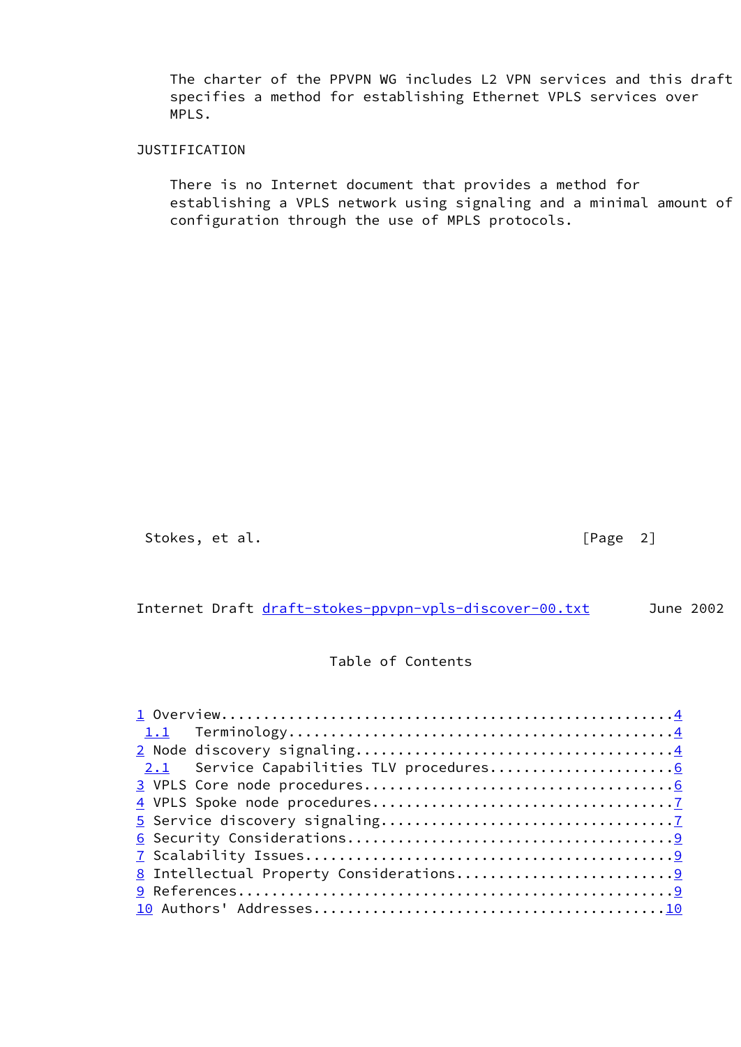The charter of the PPVPN WG includes L2 VPN services and this draft specifies a method for establishing Ethernet VPLS services over MPLS.

JUSTIFICATION

There is no Internet document that provides a method for establishing a VPLS network using signaling and a minimal amount of configuration through the use of MPLS protocols.

## Table of Contents

```
1 Overview.....................................................4
 1.1   Terminology.............................................4
2 Node discovery signaling.....................................4
 2.1   Service Capabilities TLV procedures.....................6
3 VPLS Core node procedures....................................6
4 VPLS Spoke node procedures...................................7
5 Service discovery signaling..................................7
6 Security Considerations......................................9
7 Scalability Issues...........................................9
8 Intellectual Property Considerations.........................9
9 References...................................................9
10 Authors' Addresses.........................................10
```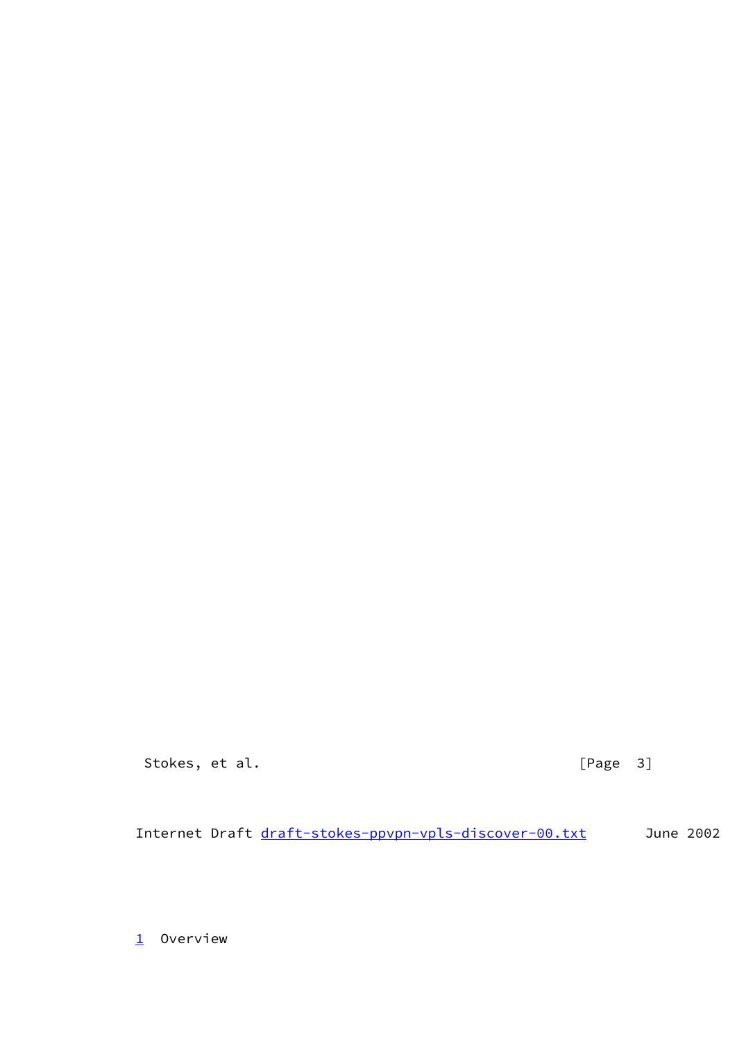# 1 Overview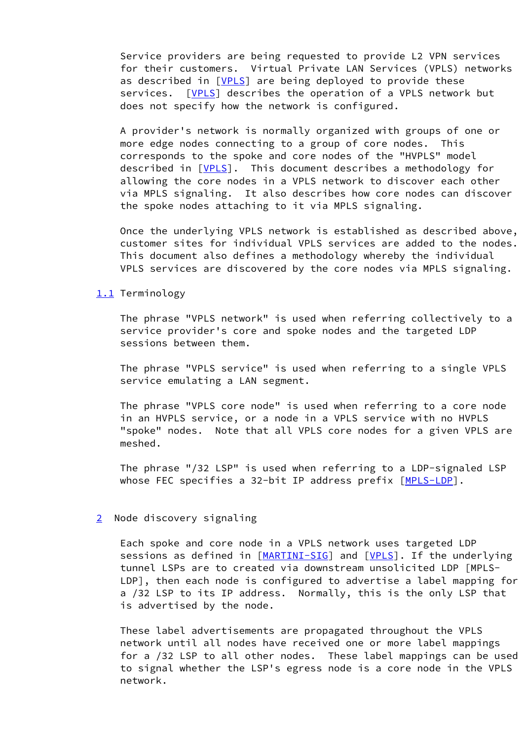Service providers are being requested to provide L2 VPN services for their customers. Virtual Private LAN Services (VPLS) networks as described in [VPLS] are being deployed to provide these services. [VPLS] describes the operation of a VPLS network but does not specify how the network is configured.

A provider's network is normally organized with groups of one or more edge nodes connecting to a group of core nodes. This corresponds to the spoke and core nodes of the "HVPLS" model described in [VPLS]. This document describes a methodology for allowing the core nodes in a VPLS network to discover each other via MPLS signaling. It also describes how core nodes can discover the spoke nodes attaching to it via MPLS signaling.

Once the underlying VPLS network is established as described above, customer sites for individual VPLS services are added to the nodes. This document also defines a methodology whereby the individual VPLS services are discovered by the core nodes via MPLS signaling.

### 1.1 Terminology

The phrase "VPLS network" is used when referring collectively to a service provider's core and spoke nodes and the targeted LDP sessions between them.

The phrase "VPLS service" is used when referring to a single VPLS service emulating a LAN segment.

The phrase "VPLS core node" is used when referring to a core node in an HVPLS service, or a node in a VPLS service with no HVPLS "spoke" nodes. Note that all VPLS core nodes for a given VPLS are meshed.

The phrase "/32 LSP" is used when referring to a LDP-signaled LSP whose FEC specifies a 32-bit IP address prefix [MPLS-LDP].

## 2 Node discovery signaling

Each spoke and core node in a VPLS network uses targeted LDP sessions as defined in [MARTINI-SIG] and [VPLS]. If the underlying tunnel LSPs are to created via downstream unsolicited LDP [MPLS-LDP], then each node is configured to advertise a label mapping for a /32 LSP to its IP address. Normally, this is the only LSP that is advertised by the node.

These label advertisements are propagated throughout the VPLS network until all nodes have received one or more label mappings for a /32 LSP to all other nodes. These label mappings can be used to signal whether the LSP's egress node is a core node in the VPLS network.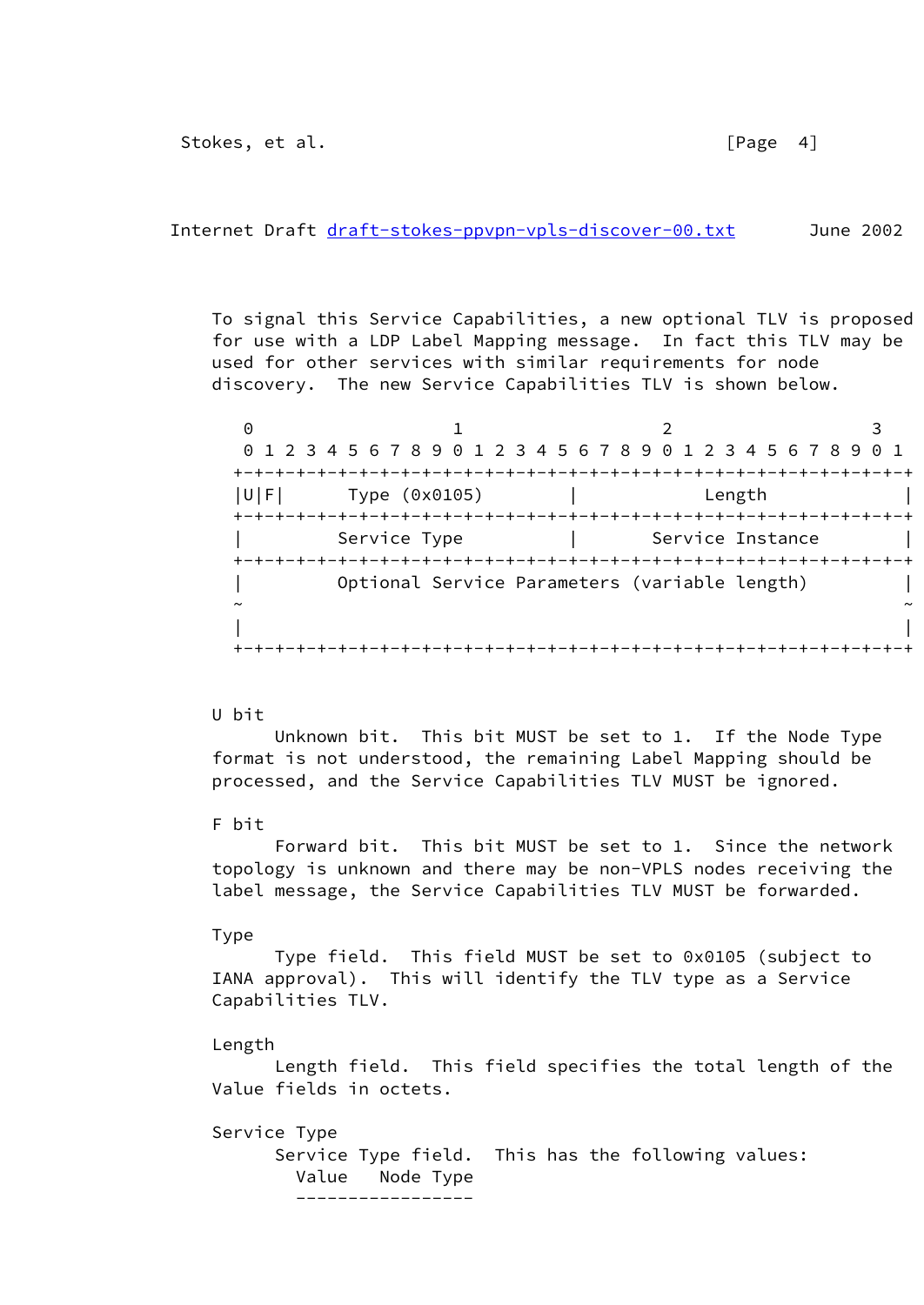To signal this Service Capabilities, a new optional TLV is proposed for use with a LDP Label Mapping message. In fact this TLV may be used for other services with similar requirements for node discovery. The new Service Capabilities TLV is shown below.

```
 0                   1                   2                   3
 0 1 2 3 4 5 6 7 8 9 0 1 2 3 4 5 6 7 8 9 0 1 2 3 4 5 6 7 8 9 0 1
+-+-+-+-+-+-+-+-+-+-+-+-+-+-+-+-+-+-+-+-+-+-+-+-+-+-+-+-+-+-+-+-+
|U|F|      Type (0x0105)        |            Length             |
+-+-+-+-+-+-+-+-+-+-+-+-+-+-+-+-+-+-+-+-+-+-+-+-+-+-+-+-+-+-+-+-+
|         Service Type          |       Service Instance        |
+-+-+-+-+-+-+-+-+-+-+-+-+-+-+-+-+-+-+-+-+-+-+-+-+-+-+-+-+-+-+-+-+
|         Optional Service Parameters (variable length)         |
~                                                               ~
|                                                               |
+-+-+-+-+-+-+-+-+-+-+-+-+-+-+-+-+-+-+-+-+-+-+-+-+-+-+-+-+-+-+-+-+
```

U bit
Unknown bit. This bit MUST be set to 1. If the Node Type format is not understood, the remaining Label Mapping should be processed, and the Service Capabilities TLV MUST be ignored.

F bit
Forward bit. This bit MUST be set to 1. Since the network topology is unknown and there may be non-VPLS nodes receiving the label message, the Service Capabilities TLV MUST be forwarded.

Type
Type field. This field MUST be set to 0x0105 (subject to IANA approval). This will identify the TLV type as a Service Capabilities TLV.

Length
Length field. This field specifies the total length of the Value fields in octets.

Service Type
Service Type field. This has the following values:

```
  Value   Node Type
  -----------------
```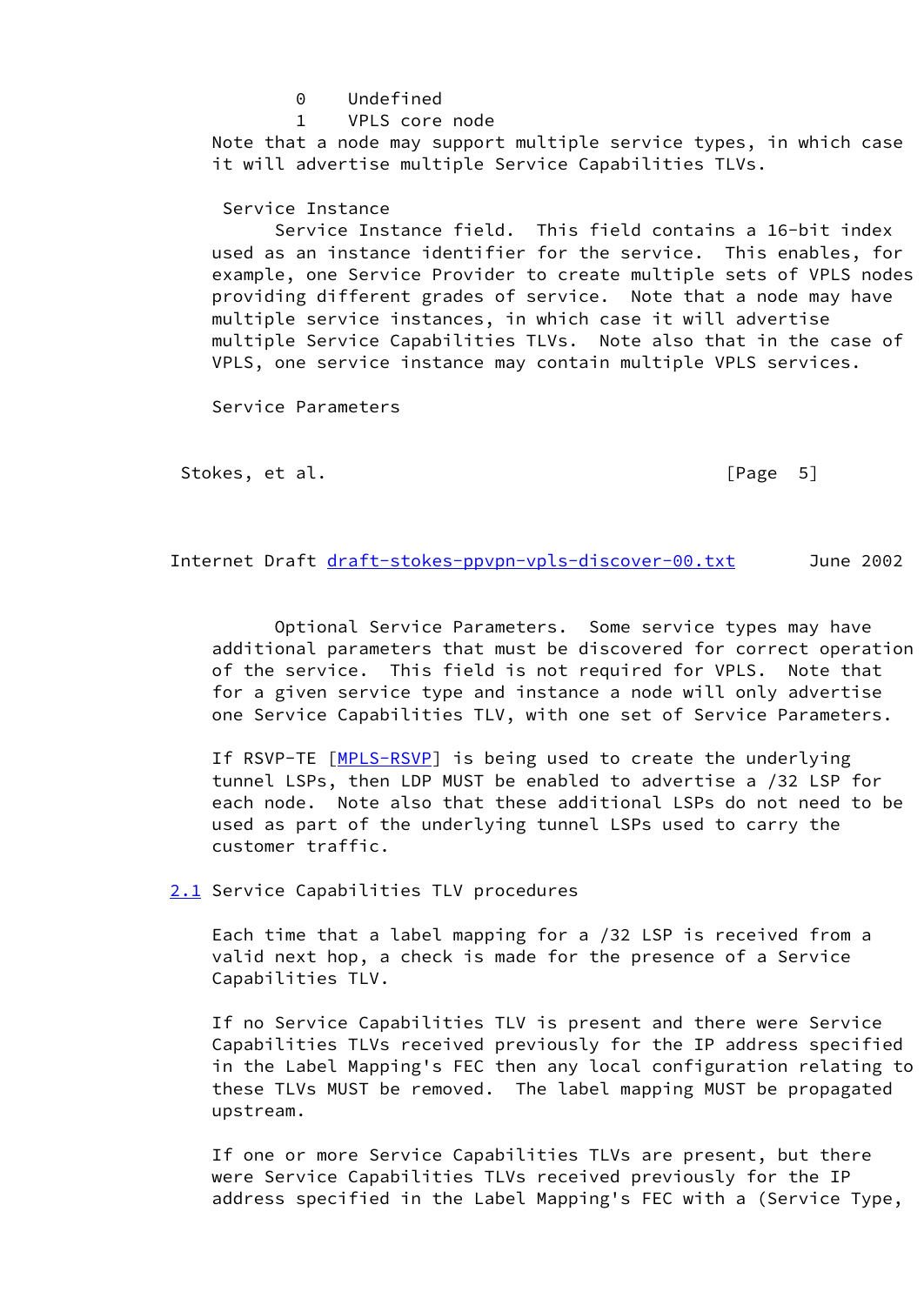0    Undefined

1    VPLS core node

Note that a node may support multiple service types, in which case it will advertise multiple Service Capabilities TLVs.

Service Instance

Service Instance field. This field contains a 16-bit index used as an instance identifier for the service. This enables, for example, one Service Provider to create multiple sets of VPLS nodes providing different grades of service. Note that a node may have multiple service instances, in which case it will advertise multiple Service Capabilities TLVs. Note also that in the case of VPLS, one service instance may contain multiple VPLS services.

Service Parameters

Optional Service Parameters. Some service types may have additional parameters that must be discovered for correct operation of the service. This field is not required for VPLS. Note that for a given service type and instance a node will only advertise one Service Capabilities TLV, with one set of Service Parameters.

If RSVP-TE [MPLS-RSVP] is being used to create the underlying tunnel LSPs, then LDP MUST be enabled to advertise a /32 LSP for each node. Note also that these additional LSPs do not need to be used as part of the underlying tunnel LSPs used to carry the customer traffic.

## 2.1 Service Capabilities TLV procedures

Each time that a label mapping for a /32 LSP is received from a valid next hop, a check is made for the presence of a Service Capabilities TLV.

If no Service Capabilities TLV is present and there were Service Capabilities TLVs received previously for the IP address specified in the Label Mapping's FEC then any local configuration relating to these TLVs MUST be removed. The label mapping MUST be propagated upstream.

If one or more Service Capabilities TLVs are present, but there were Service Capabilities TLVs received previously for the IP address specified in the Label Mapping's FEC with a (Service Type,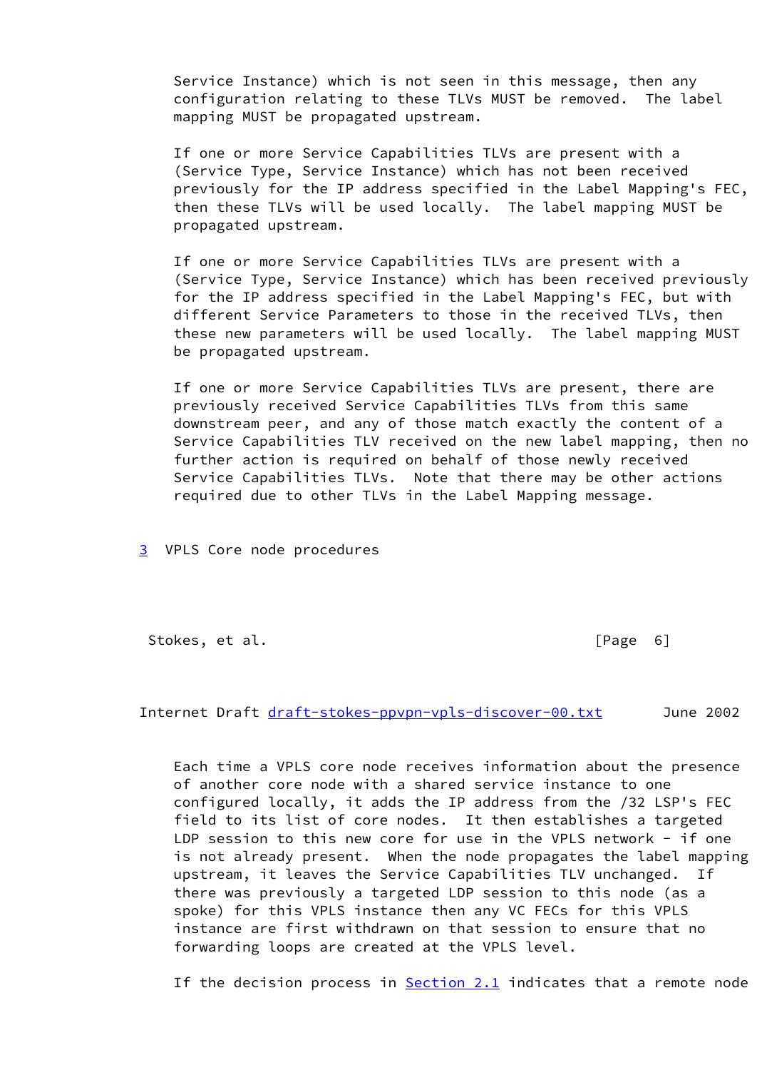Service Instance) which is not seen in this message, then any configuration relating to these TLVs MUST be removed. The label mapping MUST be propagated upstream.

If one or more Service Capabilities TLVs are present with a (Service Type, Service Instance) which has not been received previously for the IP address specified in the Label Mapping's FEC, then these TLVs will be used locally. The label mapping MUST be propagated upstream.

If one or more Service Capabilities TLVs are present with a (Service Type, Service Instance) which has been received previously for the IP address specified in the Label Mapping's FEC, but with different Service Parameters to those in the received TLVs, then these new parameters will be used locally. The label mapping MUST be propagated upstream.

If one or more Service Capabilities TLVs are present, there are previously received Service Capabilities TLVs from this same downstream peer, and any of those match exactly the content of a Service Capabilities TLV received on the new label mapping, then no further action is required on behalf of those newly received Service Capabilities TLVs. Note that there may be other actions required due to other TLVs in the Label Mapping message.

## 3 VPLS Core node procedures

Each time a VPLS core node receives information about the presence of another core node with a shared service instance to one configured locally, it adds the IP address from the /32 LSP's FEC field to its list of core nodes. It then establishes a targeted LDP session to this new core for use in the VPLS network - if one is not already present. When the node propagates the label mapping upstream, it leaves the Service Capabilities TLV unchanged. If there was previously a targeted LDP session to this node (as a spoke) for this VPLS instance then any VC FECs for this VPLS instance are first withdrawn on that session to ensure that no forwarding loops are created at the VPLS level.

If the decision process in Section 2.1 indicates that a remote node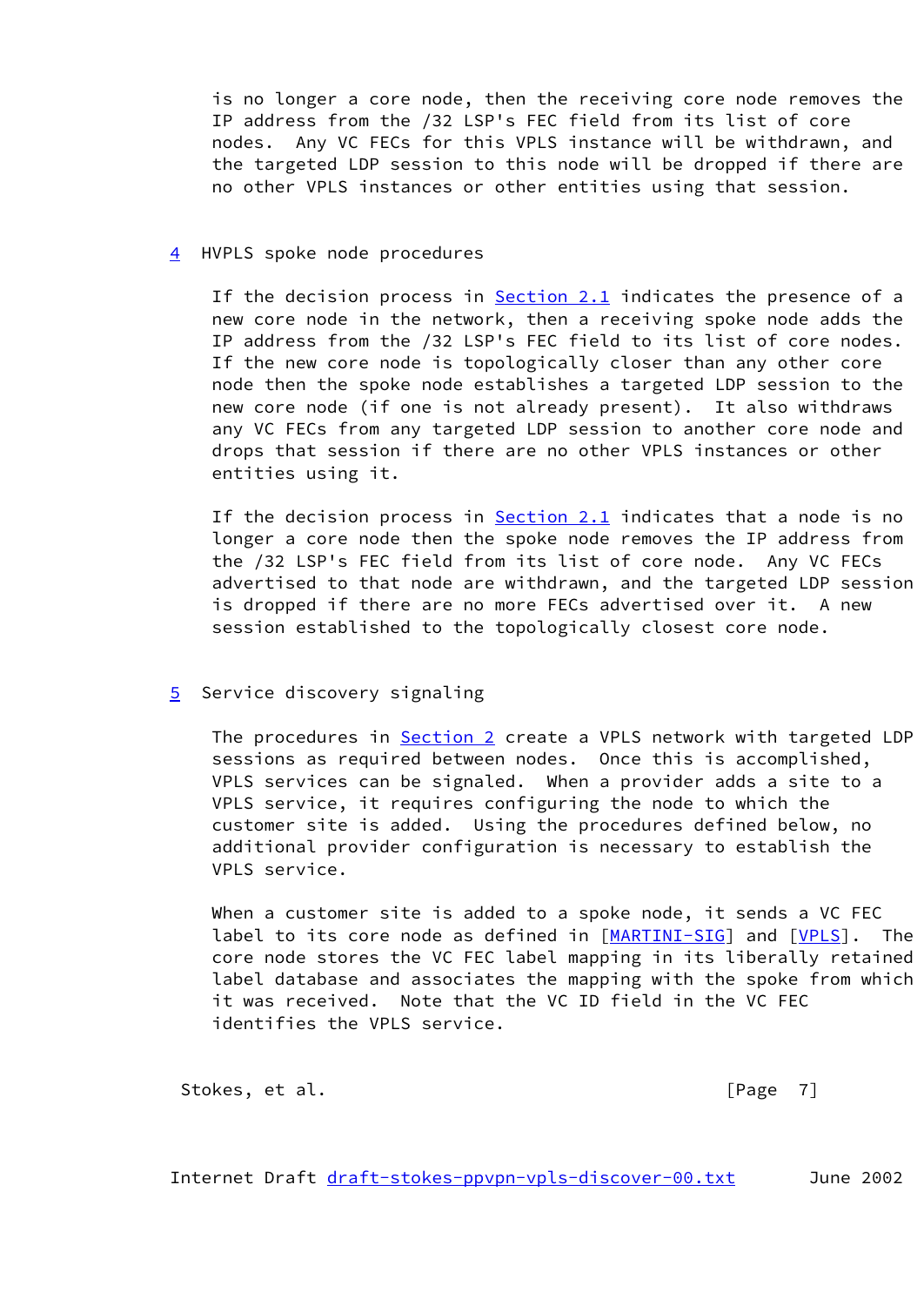is no longer a core node, then the receiving core node removes the IP address from the /32 LSP's FEC field from its list of core nodes. Any VC FECs for this VPLS instance will be withdrawn, and the targeted LDP session to this node will be dropped if there are no other VPLS instances or other entities using that session.

## 4 HVPLS spoke node procedures

If the decision process in Section 2.1 indicates the presence of a new core node in the network, then a receiving spoke node adds the IP address from the /32 LSP's FEC field to its list of core nodes. If the new core node is topologically closer than any other core node then the spoke node establishes a targeted LDP session to the new core node (if one is not already present). It also withdraws any VC FECs from any targeted LDP session to another core node and drops that session if there are no other VPLS instances or other entities using it.

If the decision process in Section 2.1 indicates that a node is no longer a core node then the spoke node removes the IP address from the /32 LSP's FEC field from its list of core node. Any VC FECs advertised to that node are withdrawn, and the targeted LDP session is dropped if there are no more FECs advertised over it. A new session established to the topologically closest core node.

## 5 Service discovery signaling

The procedures in Section 2 create a VPLS network with targeted LDP sessions as required between nodes. Once this is accomplished, VPLS services can be signaled. When a provider adds a site to a VPLS service, it requires configuring the node to which the customer site is added. Using the procedures defined below, no additional provider configuration is necessary to establish the VPLS service.

When a customer site is added to a spoke node, it sends a VC FEC label to its core node as defined in [MARTINI-SIG] and [VPLS]. The core node stores the VC FEC label mapping in its liberally retained label database and associates the mapping with the spoke from which it was received. Note that the VC ID field in the VC FEC identifies the VPLS service.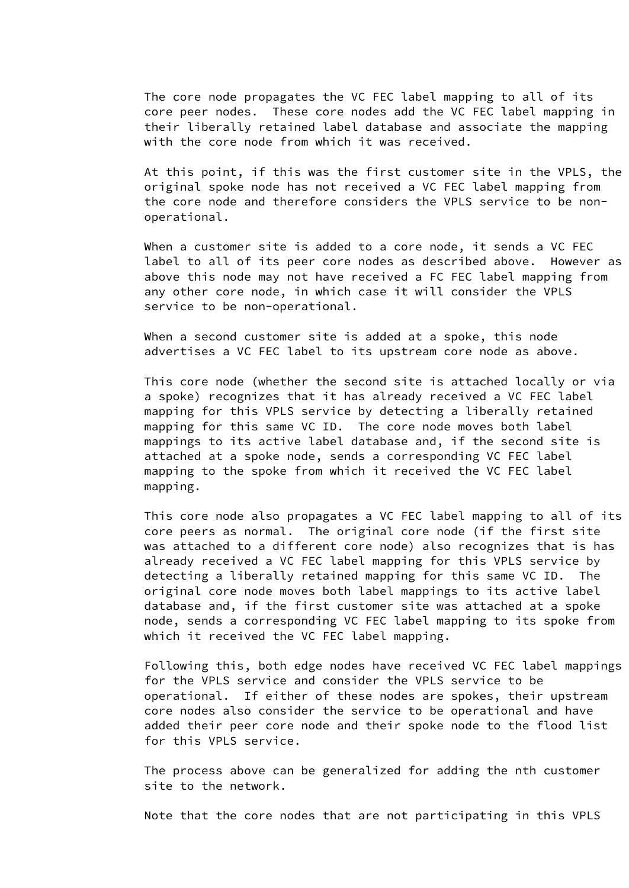The core node propagates the VC FEC label mapping to all of its core peer nodes. These core nodes add the VC FEC label mapping in their liberally retained label database and associate the mapping with the core node from which it was received.

At this point, if this was the first customer site in the VPLS, the original spoke node has not received a VC FEC label mapping from the core node and therefore considers the VPLS service to be non-operational.

When a customer site is added to a core node, it sends a VC FEC label to all of its peer core nodes as described above. However as above this node may not have received a FC FEC label mapping from any other core node, in which case it will consider the VPLS service to be non-operational.

When a second customer site is added at a spoke, this node advertises a VC FEC label to its upstream core node as above.

This core node (whether the second site is attached locally or via a spoke) recognizes that it has already received a VC FEC label mapping for this VPLS service by detecting a liberally retained mapping for this same VC ID. The core node moves both label mappings to its active label database and, if the second site is attached at a spoke node, sends a corresponding VC FEC label mapping to the spoke from which it received the VC FEC label mapping.

This core node also propagates a VC FEC label mapping to all of its core peers as normal. The original core node (if the first site was attached to a different core node) also recognizes that is has already received a VC FEC label mapping for this VPLS service by detecting a liberally retained mapping for this same VC ID. The original core node moves both label mappings to its active label database and, if the first customer site was attached at a spoke node, sends a corresponding VC FEC label mapping to its spoke from which it received the VC FEC label mapping.

Following this, both edge nodes have received VC FEC label mappings for the VPLS service and consider the VPLS service to be operational. If either of these nodes are spokes, their upstream core nodes also consider the service to be operational and have added their peer core node and their spoke node to the flood list for this VPLS service.

The process above can be generalized for adding the nth customer site to the network.

Note that the core nodes that are not participating in this VPLS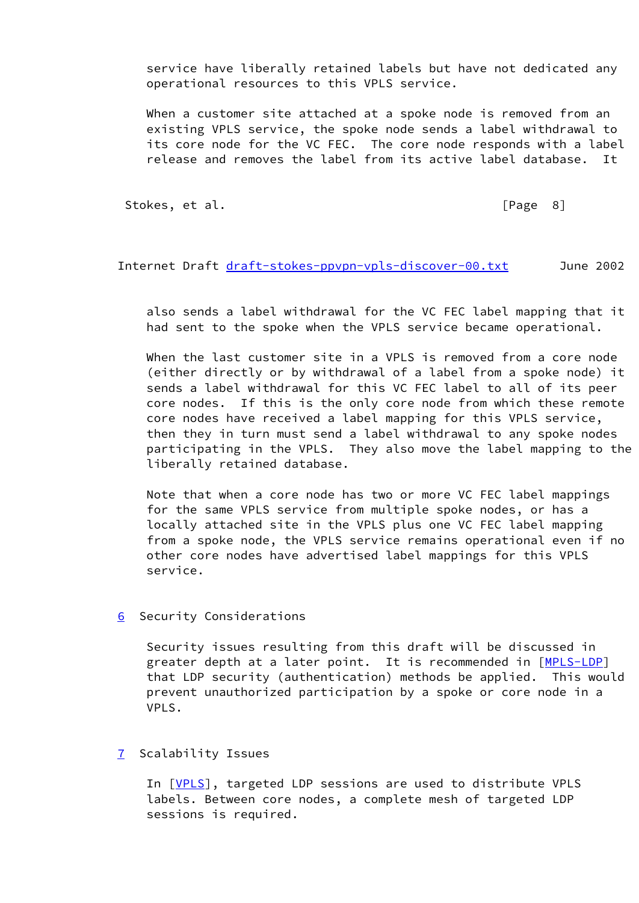service have liberally retained labels but have not dedicated any operational resources to this VPLS service.

When a customer site attached at a spoke node is removed from an existing VPLS service, the spoke node sends a label withdrawal to its core node for the VC FEC. The core node responds with a label release and removes the label from its active label database. It also sends a label withdrawal for the VC FEC label mapping that it had sent to the spoke when the VPLS service became operational.

When the last customer site in a VPLS is removed from a core node (either directly or by withdrawal of a label from a spoke node) it sends a label withdrawal for this VC FEC label to all of its peer core nodes. If this is the only core node from which these remote core nodes have received a label mapping for this VPLS service, then they in turn must send a label withdrawal to any spoke nodes participating in the VPLS. They also move the label mapping to the liberally retained database.

Note that when a core node has two or more VC FEC label mappings for the same VPLS service from multiple spoke nodes, or has a locally attached site in the VPLS plus one VC FEC label mapping from a spoke node, the VPLS service remains operational even if no other core nodes have advertised label mappings for this VPLS service.

## 6 Security Considerations

Security issues resulting from this draft will be discussed in greater depth at a later point. It is recommended in [MPLS-LDP] that LDP security (authentication) methods be applied. This would prevent unauthorized participation by a spoke or core node in a VPLS.

## 7 Scalability Issues

In [VPLS], targeted LDP sessions are used to distribute VPLS labels. Between core nodes, a complete mesh of targeted LDP sessions is required.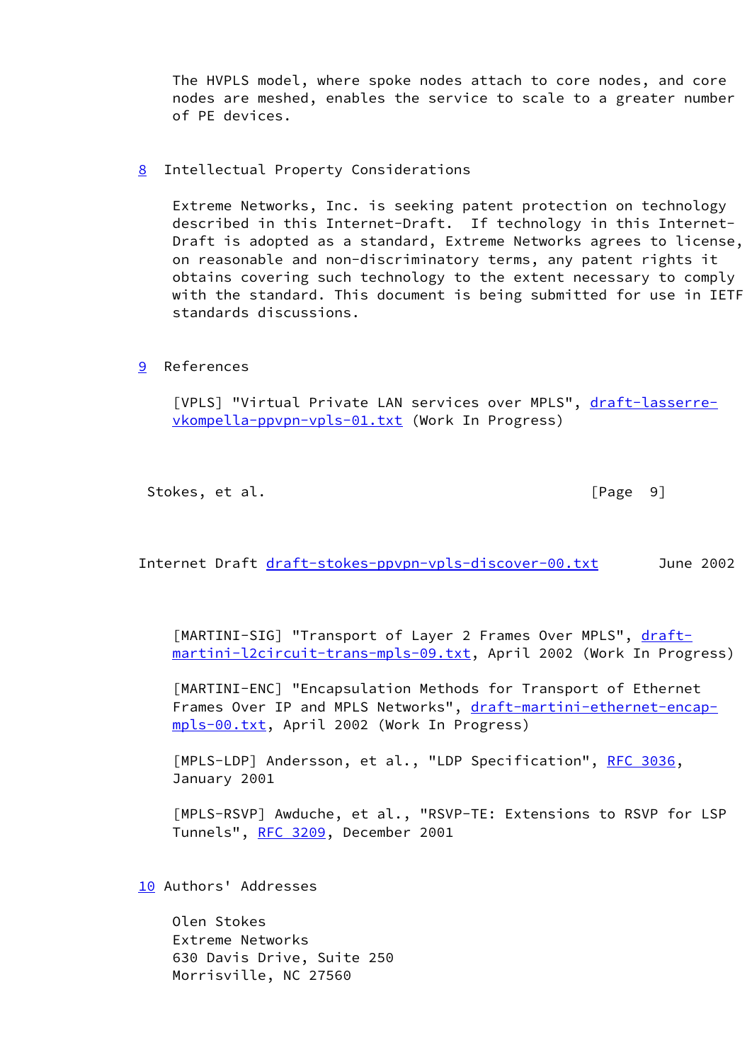The HVPLS model, where spoke nodes attach to core nodes, and core nodes are meshed, enables the service to scale to a greater number of PE devices.

## 8 Intellectual Property Considerations

Extreme Networks, Inc. is seeking patent protection on technology described in this Internet-Draft. If technology in this Internet-Draft is adopted as a standard, Extreme Networks agrees to license, on reasonable and non-discriminatory terms, any patent rights it obtains covering such technology to the extent necessary to comply with the standard. This document is being submitted for use in IETF standards discussions.

## 9 References

[VPLS] "Virtual Private LAN services over MPLS", draft-lasserre-vkompella-ppvpn-vpls-01.txt (Work In Progress)

[MARTINI-SIG] "Transport of Layer 2 Frames Over MPLS", draft-martini-l2circuit-trans-mpls-09.txt, April 2002 (Work In Progress)

[MARTINI-ENC] "Encapsulation Methods for Transport of Ethernet Frames Over IP and MPLS Networks", draft-martini-ethernet-encap-mpls-00.txt, April 2002 (Work In Progress)

[MPLS-LDP] Andersson, et al., "LDP Specification", RFC 3036, January 2001

[MPLS-RSVP] Awduche, et al., "RSVP-TE: Extensions to RSVP for LSP Tunnels", RFC 3209, December 2001

## 10 Authors' Addresses

Olen Stokes
Extreme Networks
630 Davis Drive, Suite 250
Morrisville, NC 27560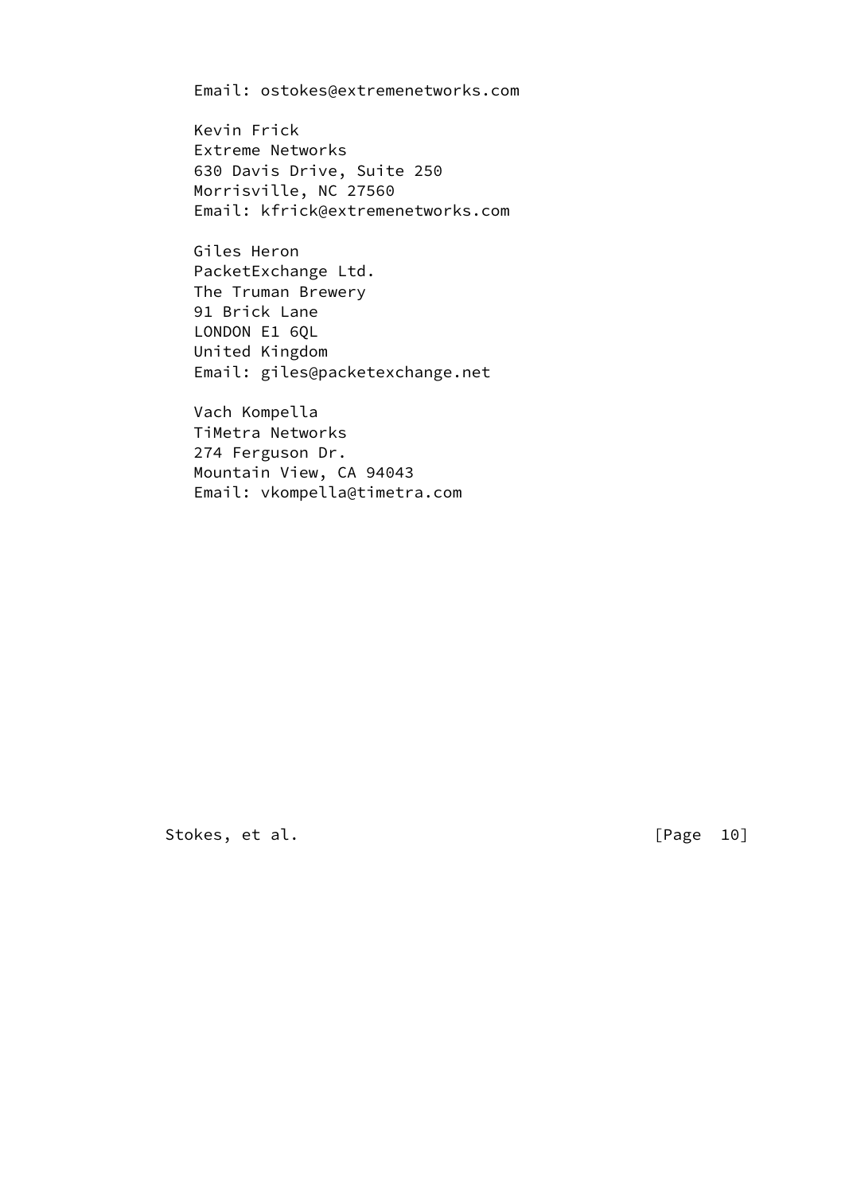Email: ostokes@extremenetworks.com

Kevin Frick
Extreme Networks
630 Davis Drive, Suite 250
Morrisville, NC 27560
Email: kfrick@extremenetworks.com

Giles Heron
PacketExchange Ltd.
The Truman Brewery
91 Brick Lane
LONDON E1 6QL
United Kingdom
Email: giles@packetexchange.net

Vach Kompella
TiMetra Networks
274 Ferguson Dr.
Mountain View, CA 94043
Email: vkompella@timetra.com